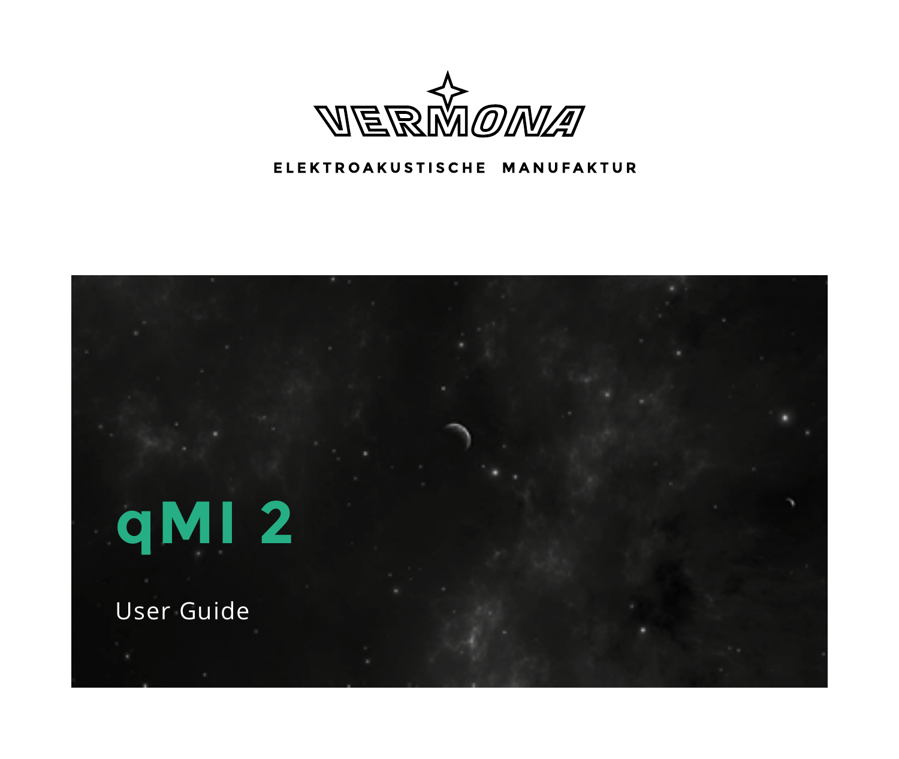VERMONA

ELEKTROAKUSTISCHE MANUFAKTUR

# qMI 2

User Guide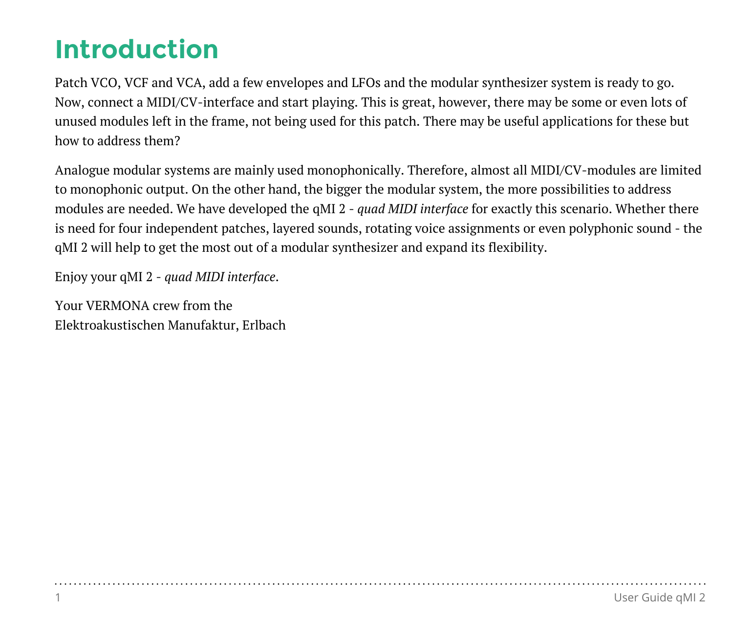# Introduction

Patch VCO, VCF and VCA, add a few envelopes and LFOs and the modular synthesizer system is ready to go. Now, connect a MIDI/CV-interface and start playing. This is great, however, there may be some or even lots of unused modules left in the frame, not being used for this patch. There may be useful applications for these but how to address them?

Analogue modular systems are mainly used monophonically. Therefore, almost all MIDI/CV-modules are limited to monophonic output. On the other hand, the bigger the modular system, the more possibilities to address modules are needed. We have developed the qMI 2 - *quad MIDI interface* for exactly this scenario. Whether there is need for four independent patches, layered sounds, rotating voice assignments or even polyphonic sound - the qMI 2 will help to get the most out of a modular synthesizer and expand its flexibility.

Enjoy your qMI 2 - *quad MIDI interface*.

Your VERMONA crew from the
Elektroakustischen Manufaktur, Erlbach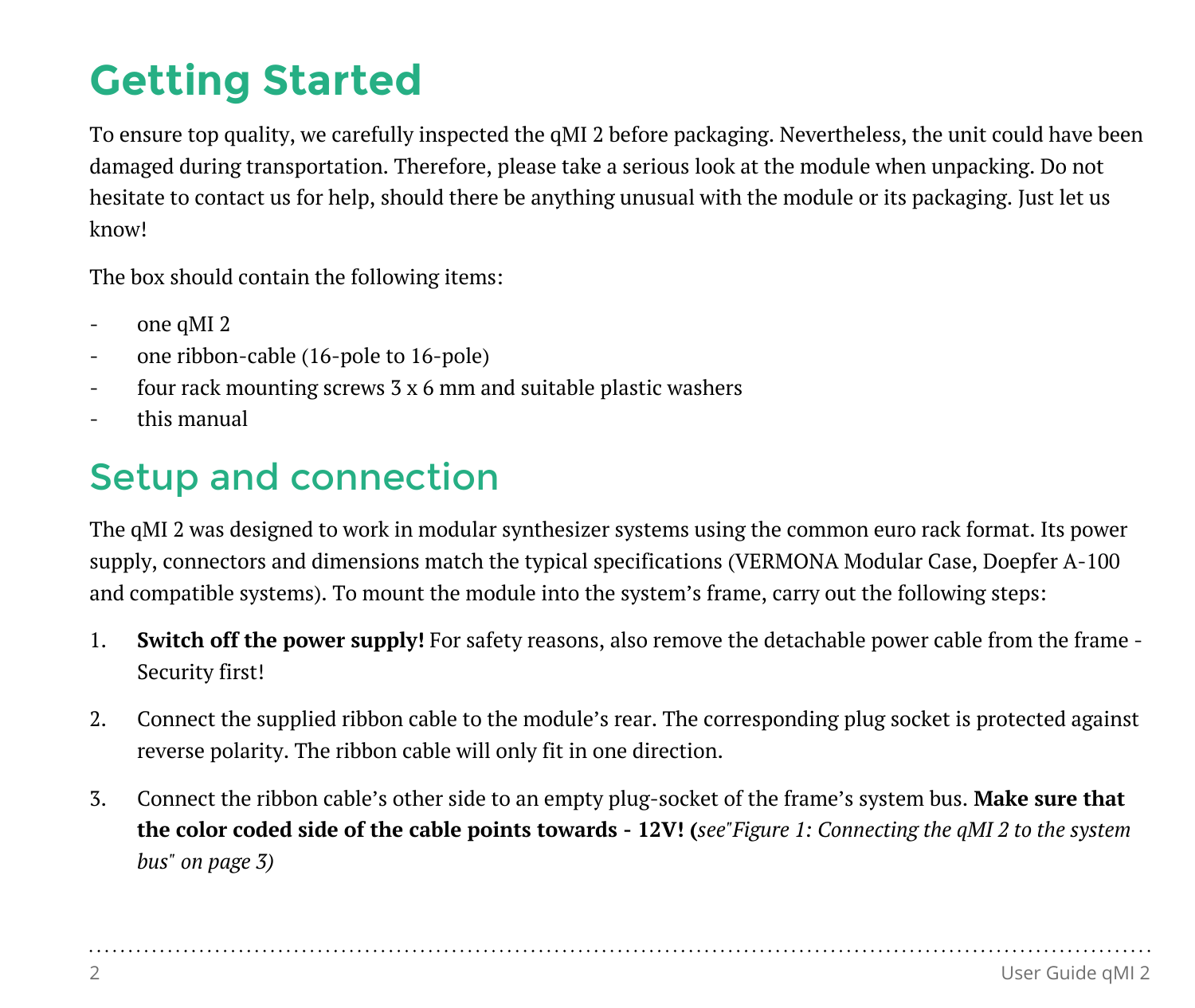# Getting Started

To ensure top quality, we carefully inspected the qMI 2 before packaging. Nevertheless, the unit could have been damaged during transportation. Therefore, please take a serious look at the module when unpacking. Do not hesitate to contact us for help, should there be anything unusual with the module or its packaging. Just let us know!

The box should contain the following items:

- one qMI 2
- one ribbon-cable (16-pole to 16-pole)
- four rack mounting screws 3 x 6 mm and suitable plastic washers
- this manual

## Setup and connection

The qMI 2 was designed to work in modular synthesizer systems using the common euro rack format. Its power supply, connectors and dimensions match the typical specifications (VERMONA Modular Case, Doepfer A-100 and compatible systems). To mount the module into the system's frame, carry out the following steps:

1. **Switch off the power supply!** For safety reasons, also remove the detachable power cable from the frame - Security first!

2. Connect the supplied ribbon cable to the module's rear. The corresponding plug socket is protected against reverse polarity. The ribbon cable will only fit in one direction.

3. Connect the ribbon cable's other side to an empty plug-socket of the frame's system bus. **Make sure that the color coded side of the cable points towards - 12V! (***see"Figure 1: Connecting the qMI 2 to the system bus" on page 3)*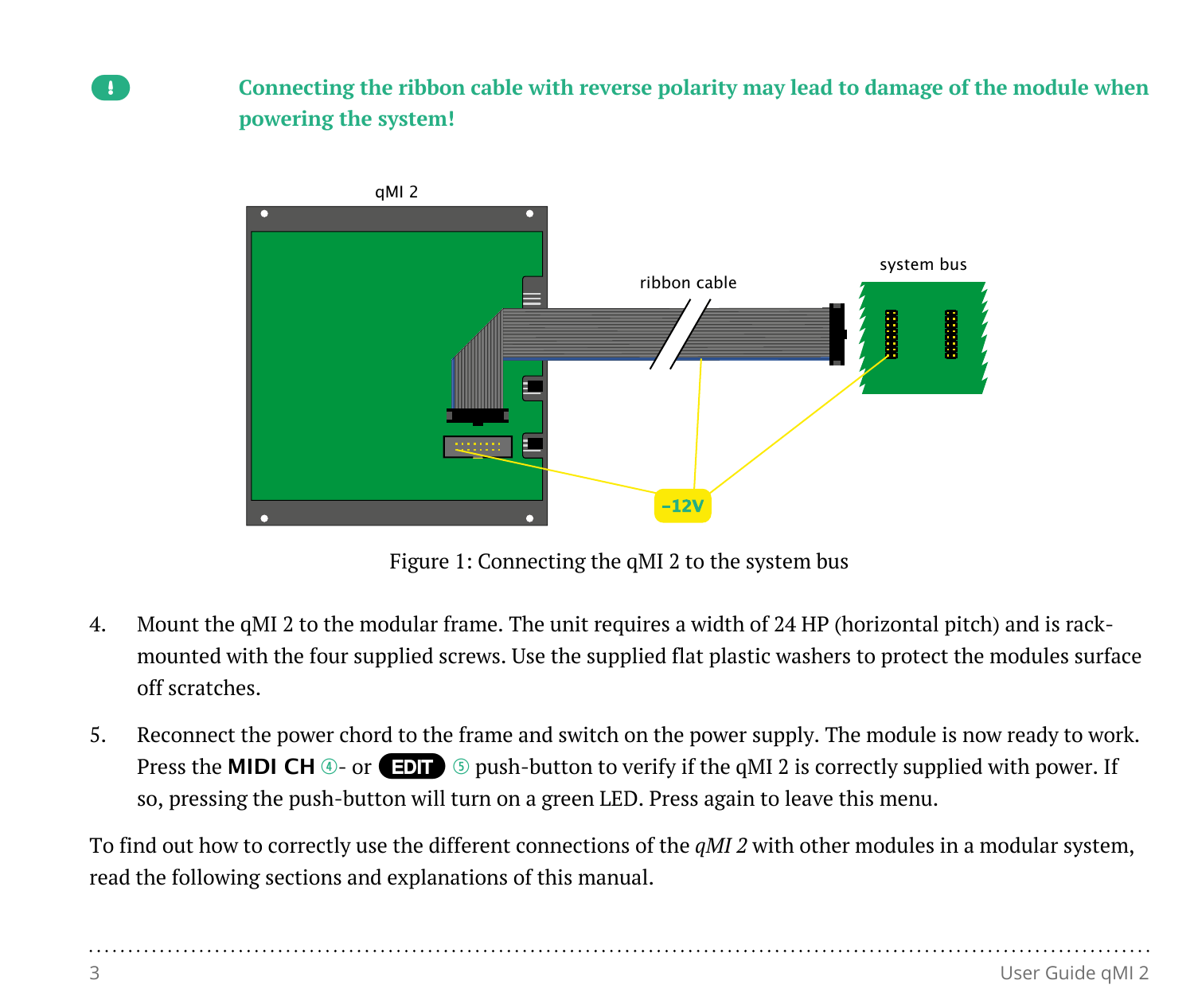**Connecting the ribbon cable with reverse polarity may lead to damage of the module when powering the system!**

Figure 1: Connecting the qMI 2 to the system bus

4. Mount the qMI 2 to the modular frame. The unit requires a width of 24 HP (horizontal pitch) and is rack-mounted with the four supplied screws. Use the supplied flat plastic washers to protect the modules surface off scratches.

5. Reconnect the power chord to the frame and switch on the power supply. The module is now ready to work. Press the **MIDI CH** ④- or **EDIT** ⑤ push-button to verify if the qMI 2 is correctly supplied with power. If so, pressing the push-button will turn on a green LED. Press again to leave this menu.

To find out how to correctly use the different connections of the *qMI 2* with other modules in a modular system, read the following sections and explanations of this manual.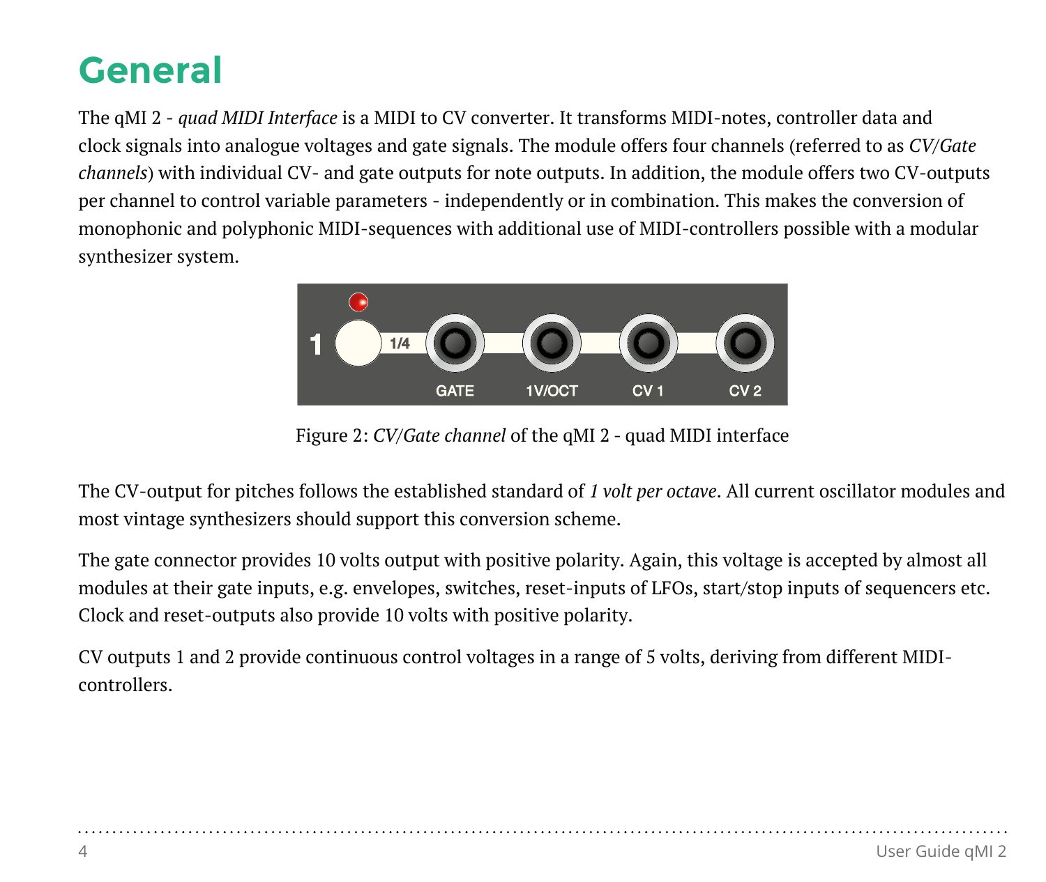# General

The qMI 2 - *quad MIDI Interface* is a MIDI to CV converter. It transforms MIDI-notes, controller data and clock signals into analogue voltages and gate signals. The module offers four channels (referred to as *CV/Gate channels*) with individual CV- and gate outputs for note outputs. In addition, the module offers two CV-outputs per channel to control variable parameters - independently or in combination. This makes the conversion of monophonic and polyphonic MIDI-sequences with additional use of MIDI-controllers possible with a modular synthesizer system.

Figure 2: *CV/Gate channel* of the qMI 2 - quad MIDI interface

The CV-output for pitches follows the established standard of *1 volt per octave*. All current oscillator modules and most vintage synthesizers should support this conversion scheme.

The gate connector provides 10 volts output with positive polarity. Again, this voltage is accepted by almost all modules at their gate inputs, e.g. envelopes, switches, reset-inputs of LFOs, start/stop inputs of sequencers etc. Clock and reset-outputs also provide 10 volts with positive polarity.

CV outputs 1 and 2 provide continuous control voltages in a range of 5 volts, deriving from different MIDI-controllers.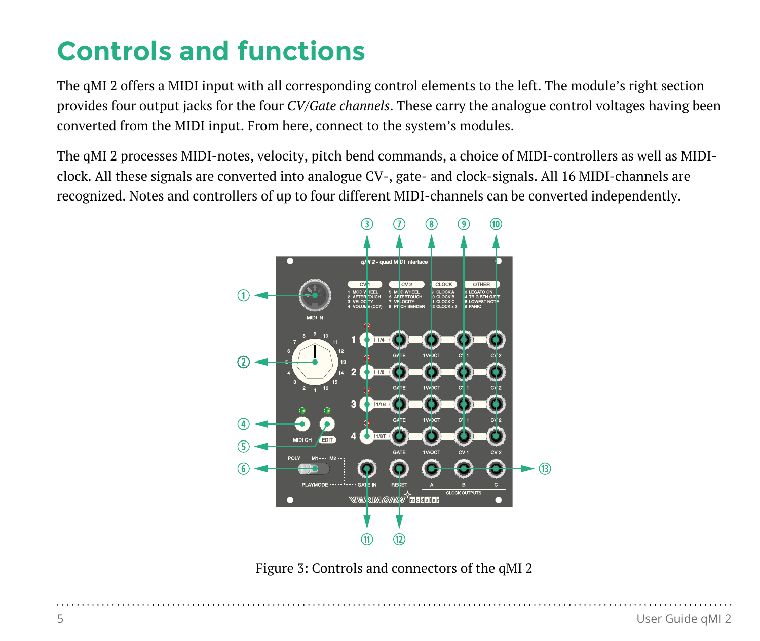# Controls and functions

The qMI 2 offers a MIDI input with all corresponding control elements to the left. The module's right section provides four output jacks for the four *CV/Gate channels*. These carry the analogue control voltages having been converted from the MIDI input. From here, connect to the system's modules.

The qMI 2 processes MIDI-notes, velocity, pitch bend commands, a choice of MIDI-controllers as well as MIDI-clock. All these signals are converted into analogue CV-, gate- and clock-signals. All 16 MIDI-channels are recognized. Notes and controllers of up to four different MIDI-channels can be converted independently.

Figure 3: Controls and connectors of the qMI 2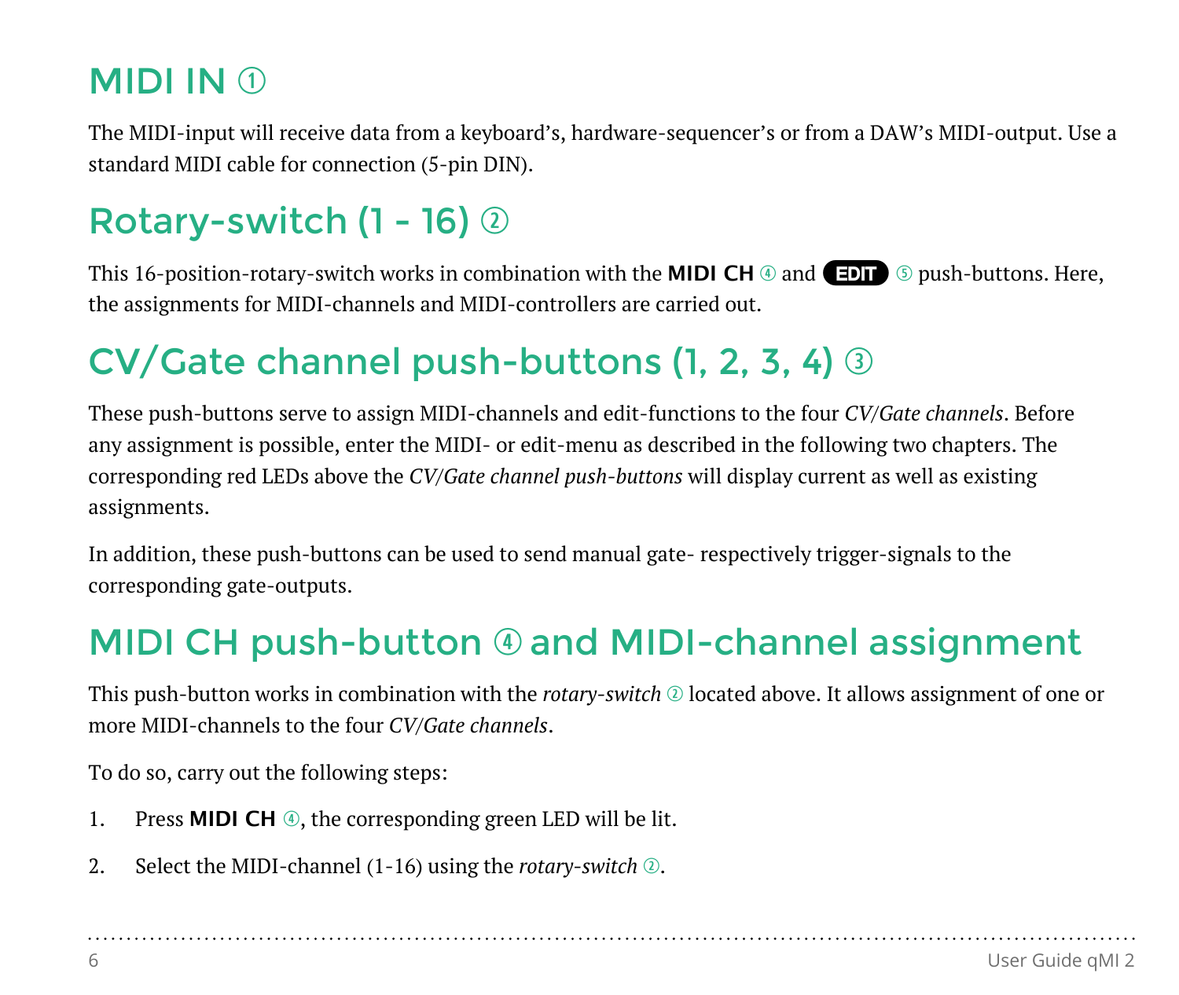## MIDI IN ①

The MIDI-input will receive data from a keyboard's, hardware-sequencer's or from a DAW's MIDI-output. Use a standard MIDI cable for connection (5-pin DIN).

## Rotary-switch (1 - 16) ②

This 16-position-rotary-switch works in combination with the **MIDI CH** ④ and **EDIT** ⑤ push-buttons. Here, the assignments for MIDI-channels and MIDI-controllers are carried out.

## CV/Gate channel push-buttons (1, 2, 3, 4) ③

These push-buttons serve to assign MIDI-channels and edit-functions to the four *CV/Gate channels*. Before any assignment is possible, enter the MIDI- or edit-menu as described in the following two chapters. The corresponding red LEDs above the *CV/Gate channel push-buttons* will display current as well as existing assignments.

In addition, these push-buttons can be used to send manual gate- respectively trigger-signals to the corresponding gate-outputs.

## MIDI CH push-button ④ and MIDI-channel assignment

This push-button works in combination with the *rotary-switch* ② located above. It allows assignment of one or more MIDI-channels to the four *CV/Gate channels*.

To do so, carry out the following steps:

1. Press **MIDI CH** ④, the corresponding green LED will be lit.
2. Select the MIDI-channel (1-16) using the *rotary-switch* ②.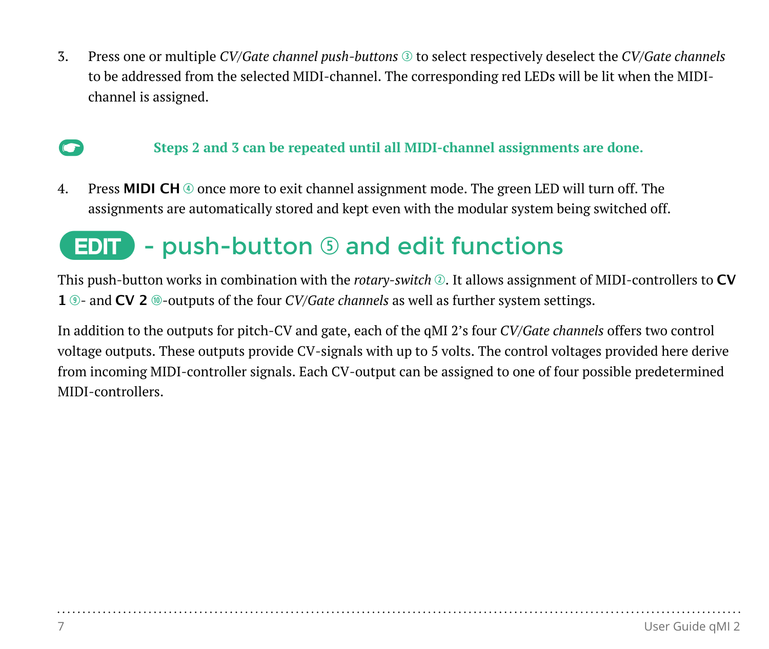3. Press one or multiple *CV/Gate channel push-buttons* ③ to select respectively deselect the *CV/Gate channels* to be addressed from the selected MIDI-channel. The corresponding red LEDs will be lit when the MIDI-channel is assigned.

☛ **Steps 2 and 3 can be repeated until all MIDI-channel assignments are done.**

4. Press **MIDI CH** ④ once more to exit channel assignment mode. The green LED will turn off. The assignments are automatically stored and kept even with the modular system being switched off.

## EDIT - push-button ⑤ and edit functions

This push-button works in combination with the *rotary-switch* ②. It allows assignment of MIDI-controllers to **CV 1** ⑨- and **CV 2** ⑩-outputs of the four *CV/Gate channels* as well as further system settings.

In addition to the outputs for pitch-CV and gate, each of the qMI 2's four *CV/Gate channels* offers two control voltage outputs. These outputs provide CV-signals with up to 5 volts. The control voltages provided here derive from incoming MIDI-controller signals. Each CV-output can be assigned to one of four possible predetermined MIDI-controllers.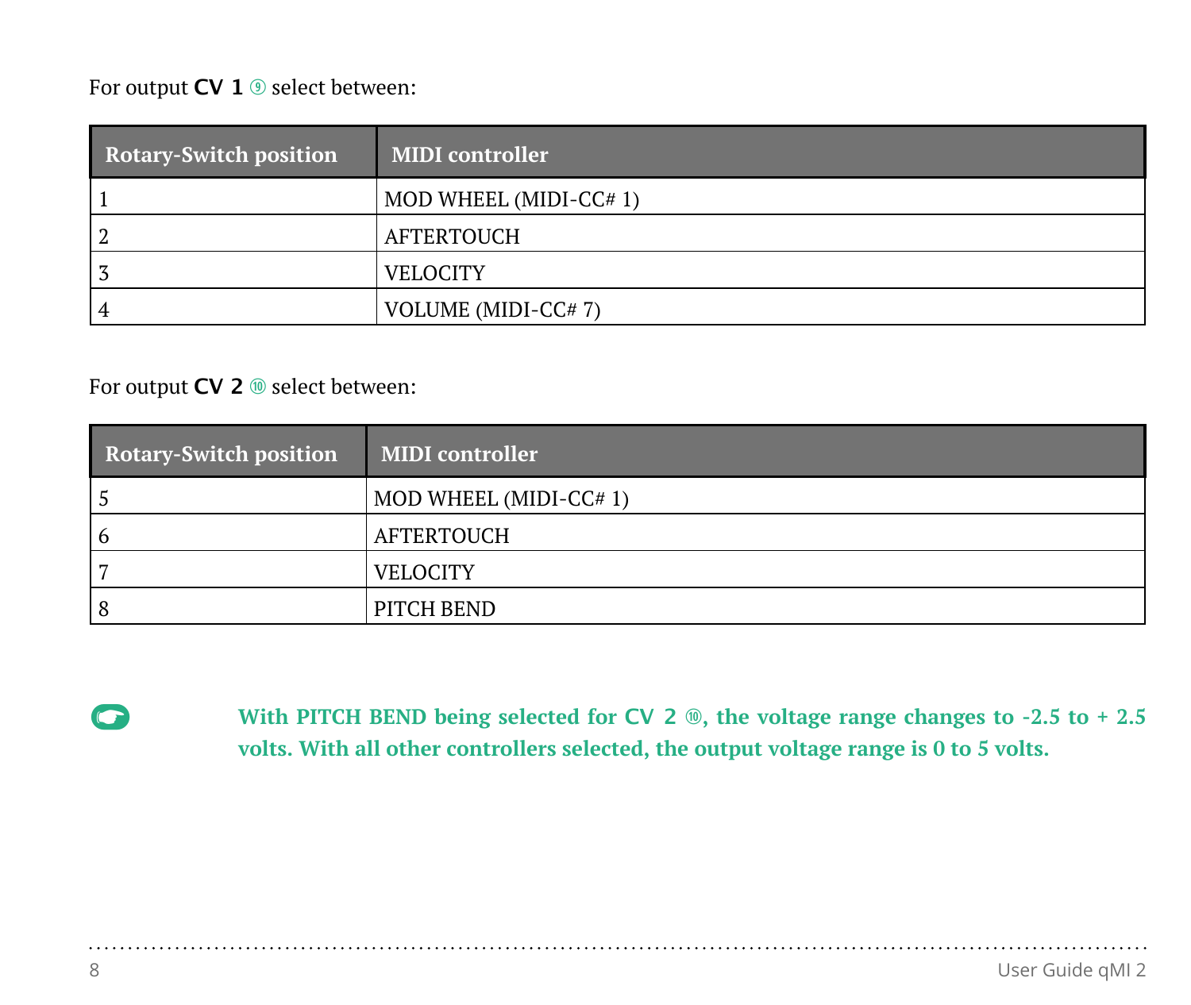For output **CV 1** ⑨ select between:

| Rotary-Switch position | MIDI controller |
| --- | --- |
| 1 | MOD WHEEL (MIDI-CC# 1) |
| 2 | AFTERTOUCH |
| 3 | VELOCITY |
| 4 | VOLUME (MIDI-CC# 7) |

For output **CV 2** ⑩ select between:

| Rotary-Switch position | MIDI controller |
| --- | --- |
| 5 | MOD WHEEL (MIDI-CC# 1) |
| 6 | AFTERTOUCH |
| 7 | VELOCITY |
| 8 | PITCH BEND |

**With PITCH BEND being selected for CV 2 ⑩, the voltage range changes to -2.5 to + 2.5 volts. With all other controllers selected, the output voltage range is 0 to 5 volts.**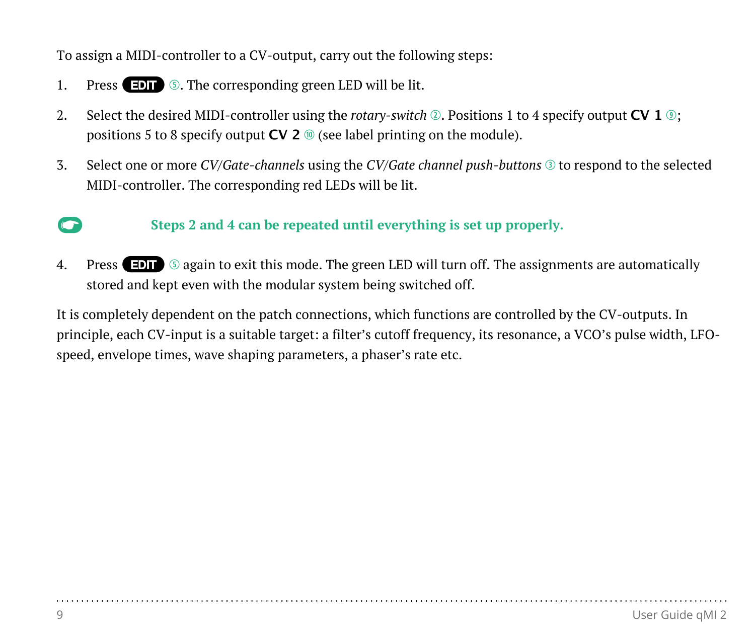To assign a MIDI-controller to a CV-output, carry out the following steps:

1. Press **EDIT** ⑤. The corresponding green LED will be lit.

2. Select the desired MIDI-controller using the *rotary-switch* ②. Positions 1 to 4 specify output **CV 1** ⑨; positions 5 to 8 specify output **CV 2** ⑩ (see label printing on the module).

3. Select one or more *CV/Gate-channels* using the *CV/Gate channel push-buttons* ③ to respond to the selected MIDI-controller. The corresponding red LEDs will be lit.

☛ **Steps 2 and 4 can be repeated until everything is set up properly.**

4. Press **EDIT** ⑤ again to exit this mode. The green LED will turn off. The assignments are automatically stored and kept even with the modular system being switched off.

It is completely dependent on the patch connections, which functions are controlled by the CV-outputs. In principle, each CV-input is a suitable target: a filter's cutoff frequency, its resonance, a VCO's pulse width, LFO-speed, envelope times, wave shaping parameters, a phaser's rate etc.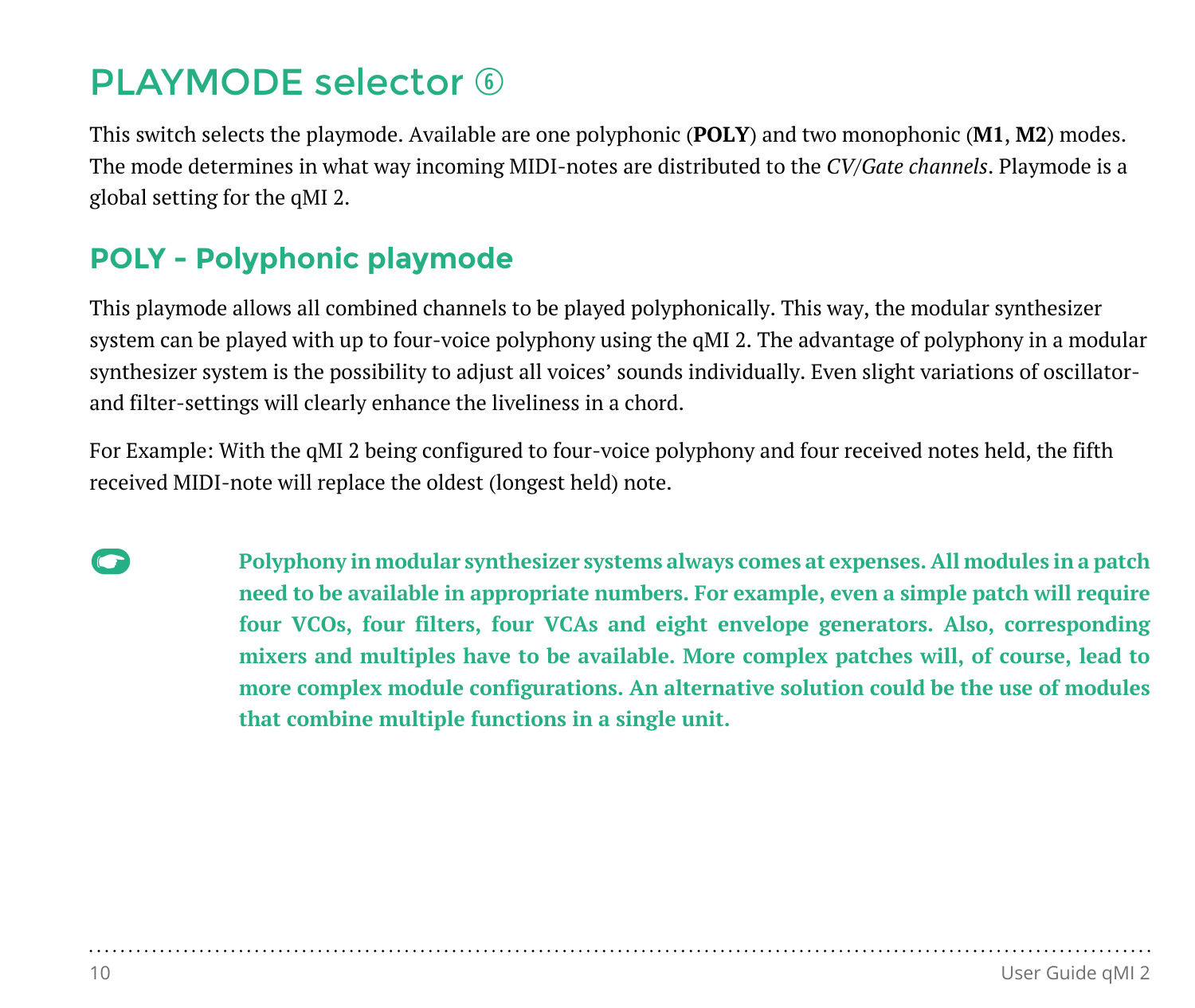# PLAYMODE selector ⑥

This switch selects the playmode. Available are one polyphonic (**POLY**) and two monophonic (**M1**, **M2**) modes. The mode determines in what way incoming MIDI-notes are distributed to the *CV/Gate channels*. Playmode is a global setting for the qMI 2.

## POLY - Polyphonic playmode

This playmode allows all combined channels to be played polyphonically. This way, the modular synthesizer system can be played with up to four-voice polyphony using the qMI 2. The advantage of polyphony in a modular synthesizer system is the possibility to adjust all voices' sounds individually. Even slight variations of oscillator- and filter-settings will clearly enhance the liveliness in a chord.

For Example: With the qMI 2 being configured to four-voice polyphony and four received notes held, the fifth received MIDI-note will replace the oldest (longest held) note.

**Polyphony in modular synthesizer systems always comes at expenses. All modules in a patch need to be available in appropriate numbers. For example, even a simple patch will require four VCOs, four filters, four VCAs and eight envelope generators. Also, corresponding mixers and multiples have to be available. More complex patches will, of course, lead to more complex module configurations. An alternative solution could be the use of modules that combine multiple functions in a single unit.**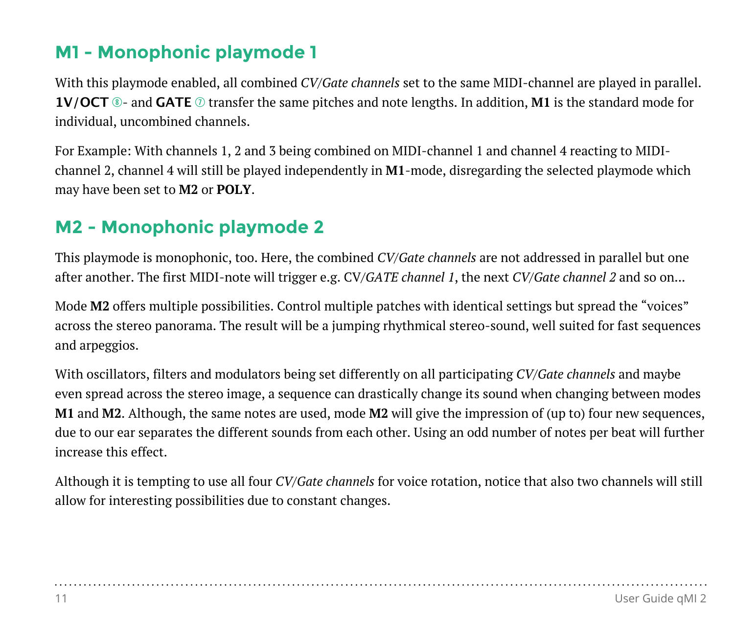## M1 – Monophonic playmode 1

With this playmode enabled, all combined *CV/Gate channels* set to the same MIDI-channel are played in parallel. **1V/OCT** ⑧- and **GATE** ⑦ transfer the same pitches and note lengths. In addition, **M1** is the standard mode for individual, uncombined channels.

For Example: With channels 1, 2 and 3 being combined on MIDI-channel 1 and channel 4 reacting to MIDI-channel 2, channel 4 will still be played independently in **M1**-mode, disregarding the selected playmode which may have been set to **M2** or **POLY**.

## M2 – Monophonic playmode 2

This playmode is monophonic, too. Here, the combined *CV/Gate channels* are not addressed in parallel but one after another. The first MIDI-note will trigger e.g. CV/*GATE channel 1*, the next *CV/Gate channel 2* and so on…

Mode **M2** offers multiple possibilities. Control multiple patches with identical settings but spread the "voices" across the stereo panorama. The result will be a jumping rhythmical stereo-sound, well suited for fast sequences and arpeggios.

With oscillators, filters and modulators being set differently on all participating *CV/Gate channels* and maybe even spread across the stereo image, a sequence can drastically change its sound when changing between modes **M1** and **M2**. Although, the same notes are used, mode **M2** will give the impression of (up to) four new sequences, due to our ear separates the different sounds from each other. Using an odd number of notes per beat will further increase this effect.

Although it is tempting to use all four *CV/Gate channels* for voice rotation, notice that also two channels will still allow for interesting possibilities due to constant changes.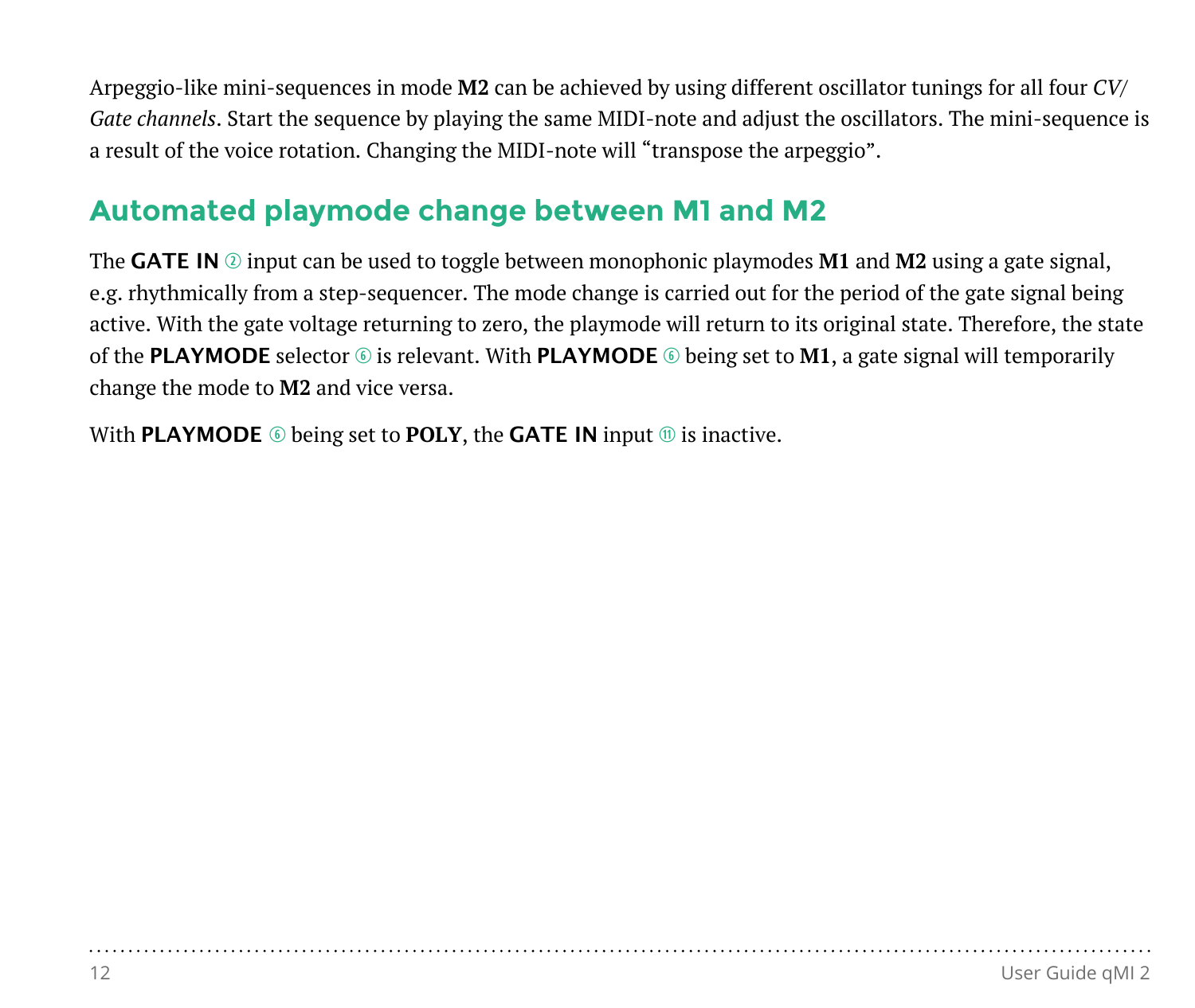Arpeggio-like mini-sequences in mode **M2** can be achieved by using different oscillator tunings for all four *CV/Gate channels*. Start the sequence by playing the same MIDI-note and adjust the oscillators. The mini-sequence is a result of the voice rotation. Changing the MIDI-note will "transpose the arpeggio".

## Automated playmode change between M1 and M2

The **GATE IN** ② input can be used to toggle between monophonic playmodes **M1** and **M2** using a gate signal, e.g. rhythmically from a step-sequencer. The mode change is carried out for the period of the gate signal being active. With the gate voltage returning to zero, the playmode will return to its original state. Therefore, the state of the **PLAYMODE** selector ⑥ is relevant. With **PLAYMODE** ⑥ being set to **M1**, a gate signal will temporarily change the mode to **M2** and vice versa.

With **PLAYMODE** ⑥ being set to **POLY**, the **GATE IN** input ⑪ is inactive.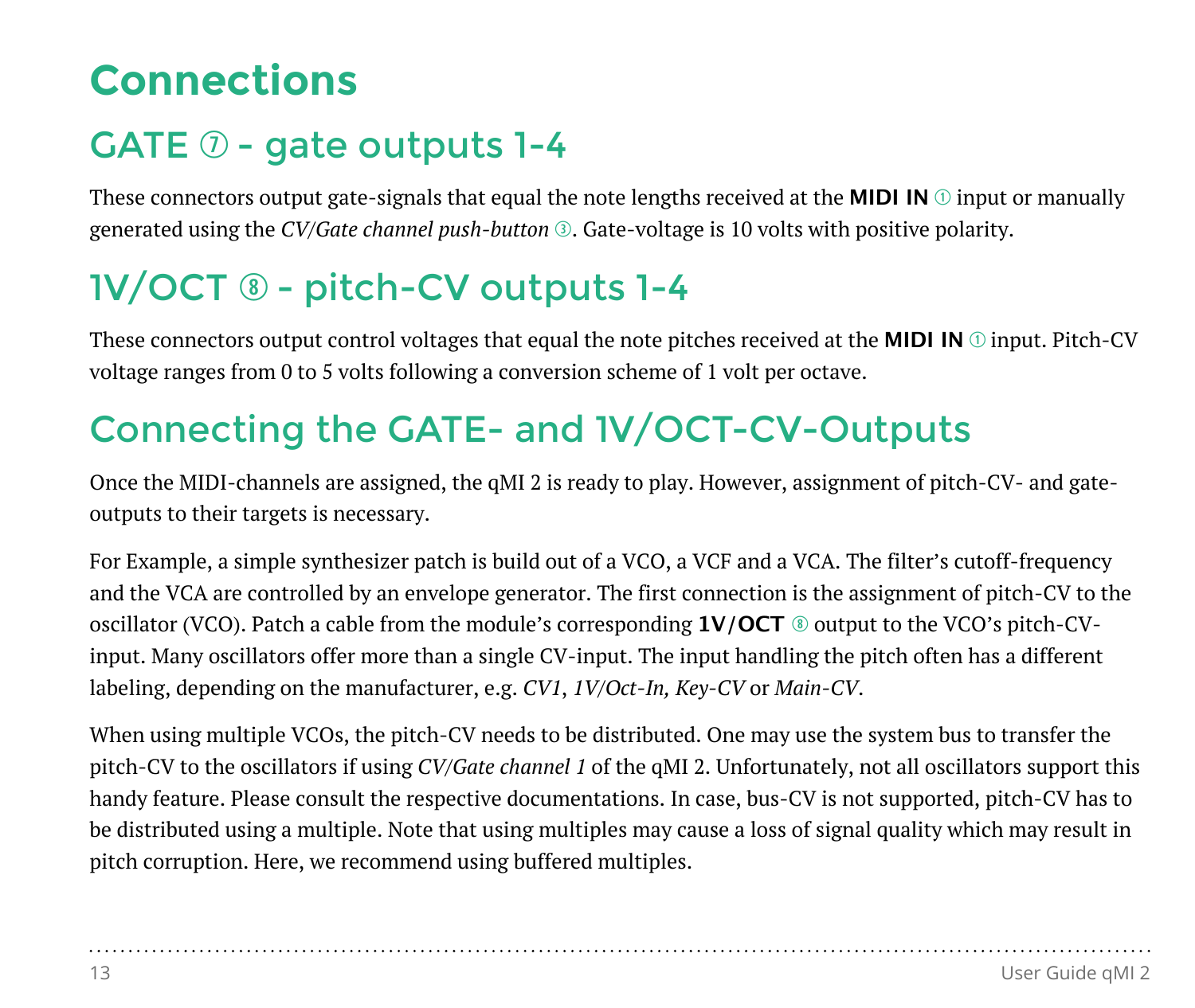# Connections

## GATE ⑦ - gate outputs 1-4

These connectors output gate-signals that equal the note lengths received at the **MIDI IN** ① input or manually generated using the *CV/Gate channel push-button* ③. Gate-voltage is 10 volts with positive polarity.

## 1V/OCT ⑧ - pitch-CV outputs 1-4

These connectors output control voltages that equal the note pitches received at the **MIDI IN** ① input. Pitch-CV voltage ranges from 0 to 5 volts following a conversion scheme of 1 volt per octave.

## Connecting the GATE- and 1V/OCT-CV-Outputs

Once the MIDI-channels are assigned, the qMI 2 is ready to play. However, assignment of pitch-CV- and gate-outputs to their targets is necessary.

For Example, a simple synthesizer patch is build out of a VCO, a VCF and a VCA. The filter's cutoff-frequency and the VCA are controlled by an envelope generator. The first connection is the assignment of pitch-CV to the oscillator (VCO). Patch a cable from the module's corresponding **1V/OCT** ⑧ output to the VCO's pitch-CV-input. Many oscillators offer more than a single CV-input. The input handling the pitch often has a different labeling, depending on the manufacturer, e.g. *CV1*, *1V/Oct-In, Key-CV* or *Main-CV*.

When using multiple VCOs, the pitch-CV needs to be distributed. One may use the system bus to transfer the pitch-CV to the oscillators if using *CV/Gate channel 1* of the qMI 2. Unfortunately, not all oscillators support this handy feature. Please consult the respective documentations. In case, bus-CV is not supported, pitch-CV has to be distributed using a multiple. Note that using multiples may cause a loss of signal quality which may result in pitch corruption. Here, we recommend using buffered multiples.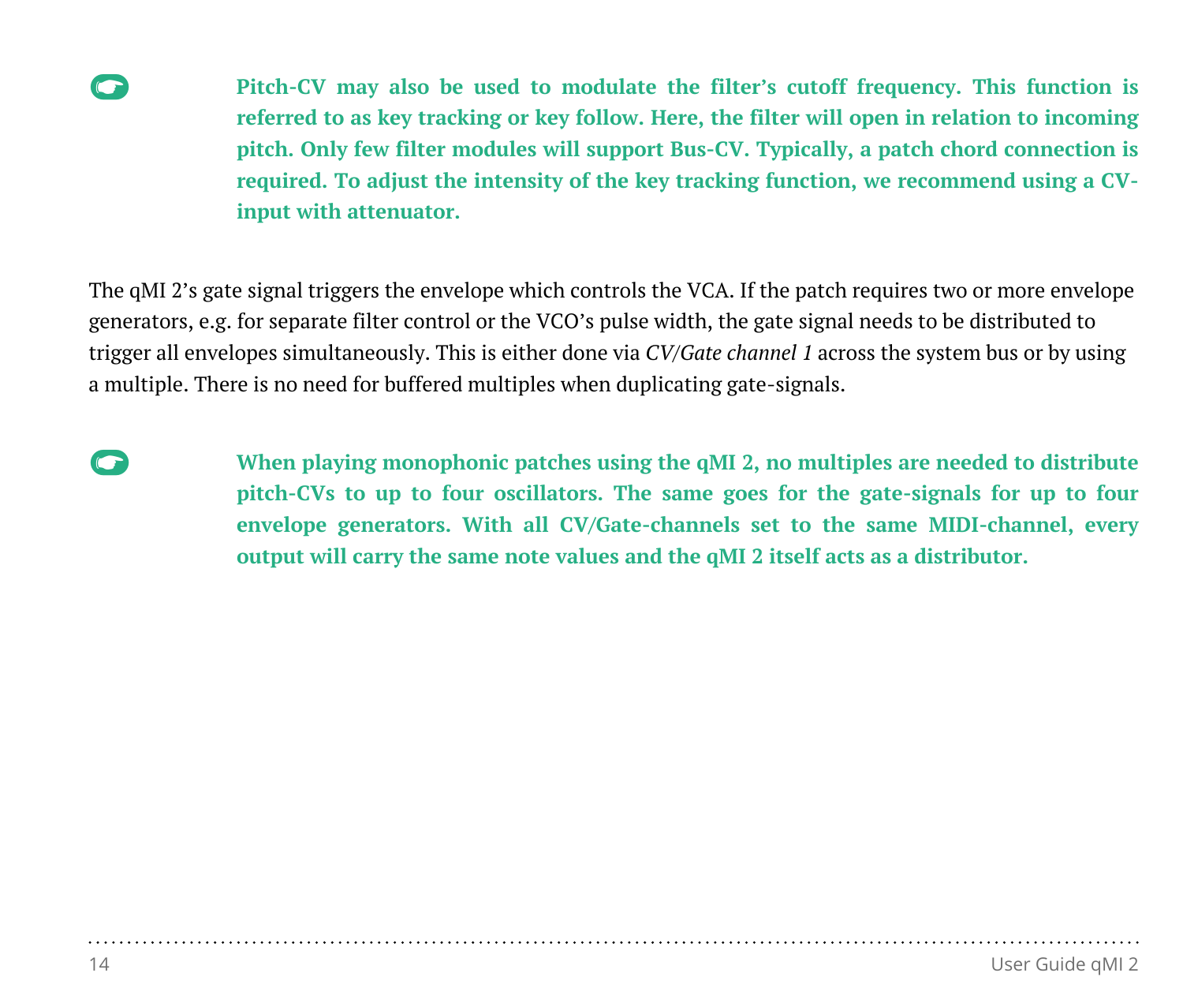**Pitch-CV may also be used to modulate the filter's cutoff frequency. This function is referred to as key tracking or key follow. Here, the filter will open in relation to incoming pitch. Only few filter modules will support Bus-CV. Typically, a patch chord connection is required. To adjust the intensity of the key tracking function, we recommend using a CV-input with attenuator.**

The qMI 2's gate signal triggers the envelope which controls the VCA. If the patch requires two or more envelope generators, e.g. for separate filter control or the VCO's pulse width, the gate signal needs to be distributed to trigger all envelopes simultaneously. This is either done via *CV/Gate channel 1* across the system bus or by using a multiple. There is no need for buffered multiples when duplicating gate-signals.

**When playing monophonic patches using the qMI 2, no multiples are needed to distribute pitch-CVs to up to four oscillators. The same goes for the gate-signals for up to four envelope generators. With all CV/Gate-channels set to the same MIDI-channel, every output will carry the same note values and the qMI 2 itself acts as a distributor.**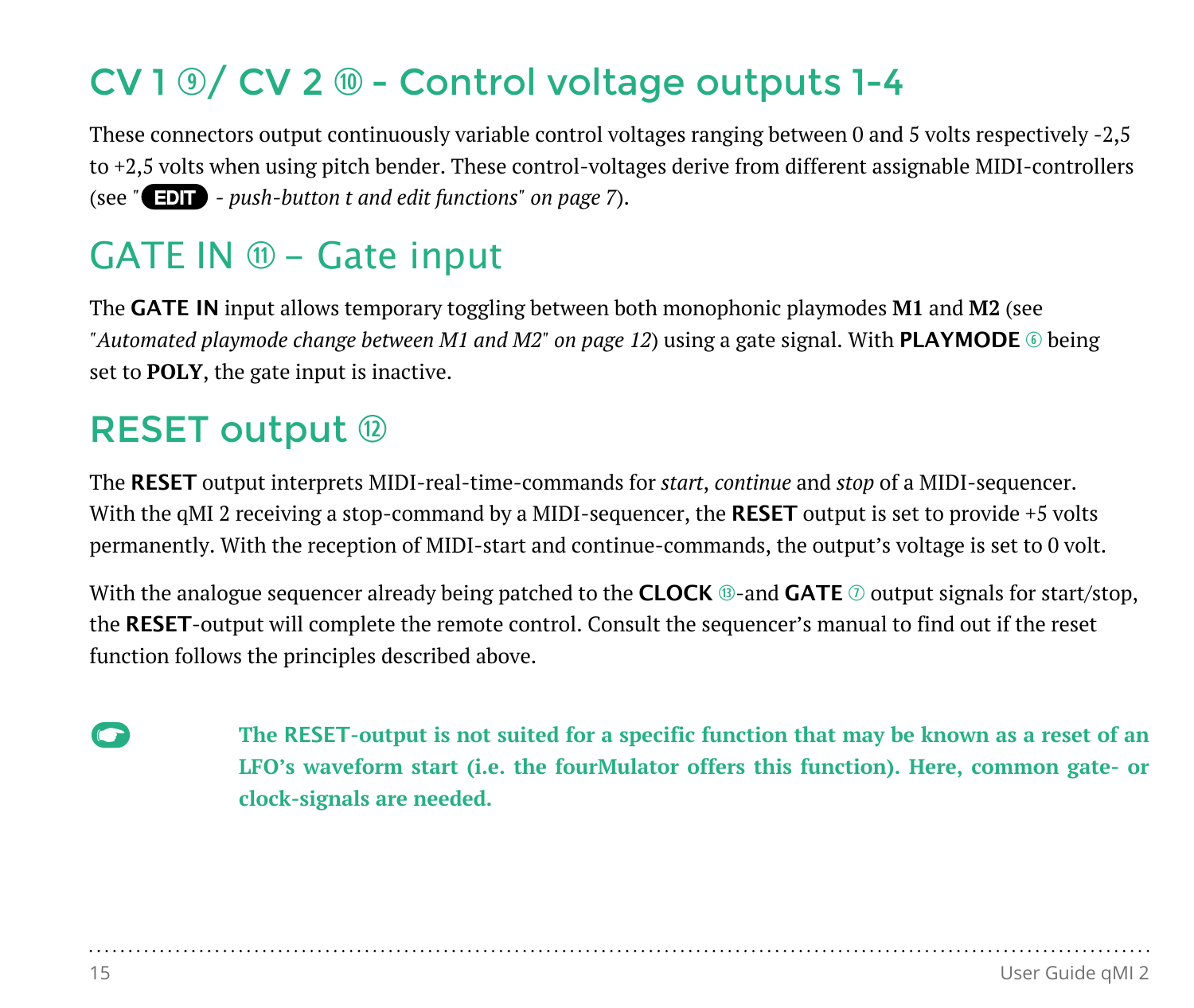## CV 1 ⑨/ CV 2 ⑩ - Control voltage outputs 1-4

These connectors output continuously variable control voltages ranging between 0 and 5 volts respectively -2,5 to +2,5 volts when using pitch bender. These control-voltages derive from different assignable MIDI-controllers (see *"EDIT - push-button t and edit functions" on page 7*).

## GATE IN ⑪ – Gate input

The **GATE IN** input allows temporary toggling between both monophonic playmodes **M1** and **M2** (see *"Automated playmode change between M1 and M2" on page 12*) using a gate signal. With **PLAYMODE** ⑥ being set to **POLY**, the gate input is inactive.

## RESET output ⑫

The **RESET** output interprets MIDI-real-time-commands for *start*, *continue* and *stop* of a MIDI-sequencer. With the qMI 2 receiving a stop-command by a MIDI-sequencer, the **RESET** output is set to provide +5 volts permanently. With the reception of MIDI-start and continue-commands, the output's voltage is set to 0 volt.

With the analogue sequencer already being patched to the **CLOCK** ⑬-and **GATE** ⑦ output signals for start/stop, the **RESET**-output will complete the remote control. Consult the sequencer's manual to find out if the reset function follows the principles described above.

**The RESET-output is not suited for a specific function that may be known as a reset of an LFO's waveform start (i.e. the fourMulator offers this function). Here, common gate- or clock-signals are needed.**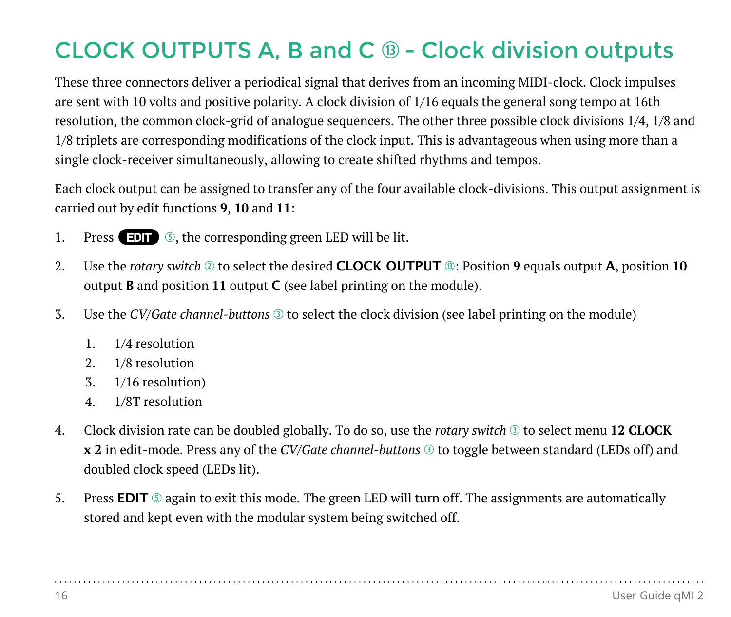# CLOCK OUTPUTS A, B and C ⑬ - Clock division outputs

These three connectors deliver a periodical signal that derives from an incoming MIDI-clock. Clock impulses are sent with 10 volts and positive polarity. A clock division of 1/16 equals the general song tempo at 16th resolution, the common clock-grid of analogue sequencers. The other three possible clock divisions 1/4, 1/8 and 1/8 triplets are corresponding modifications of the clock input. This is advantageous when using more than a single clock-receiver simultaneously, allowing to create shifted rhythms and tempos.

Each clock output can be assigned to transfer any of the four available clock-divisions. This output assignment is carried out by edit functions **9**, **10** and **11**:

1. Press **EDIT** ⑤, the corresponding green LED will be lit.
2. Use the *rotary switch* ② to select the desired **CLOCK OUTPUT** ⑬: Position **9** equals output **A**, position **10** output **B** and position **11** output **C** (see label printing on the module).
3. Use the *CV/Gate channel-buttons* ③ to select the clock division (see label printing on the module)
    1. 1/4 resolution
    2. 1/8 resolution
    3. 1/16 resolution)
    4. 1/8T resolution
4. Clock division rate can be doubled globally. To do so, use the *rotary switch* ③ to select menu **12 CLOCK x 2** in edit-mode. Press any of the *CV/Gate channel-buttons* ③ to toggle between standard (LEDs off) and doubled clock speed (LEDs lit).
5. Press **EDIT** ⑤ again to exit this mode. The green LED will turn off. The assignments are automatically stored and kept even with the modular system being switched off.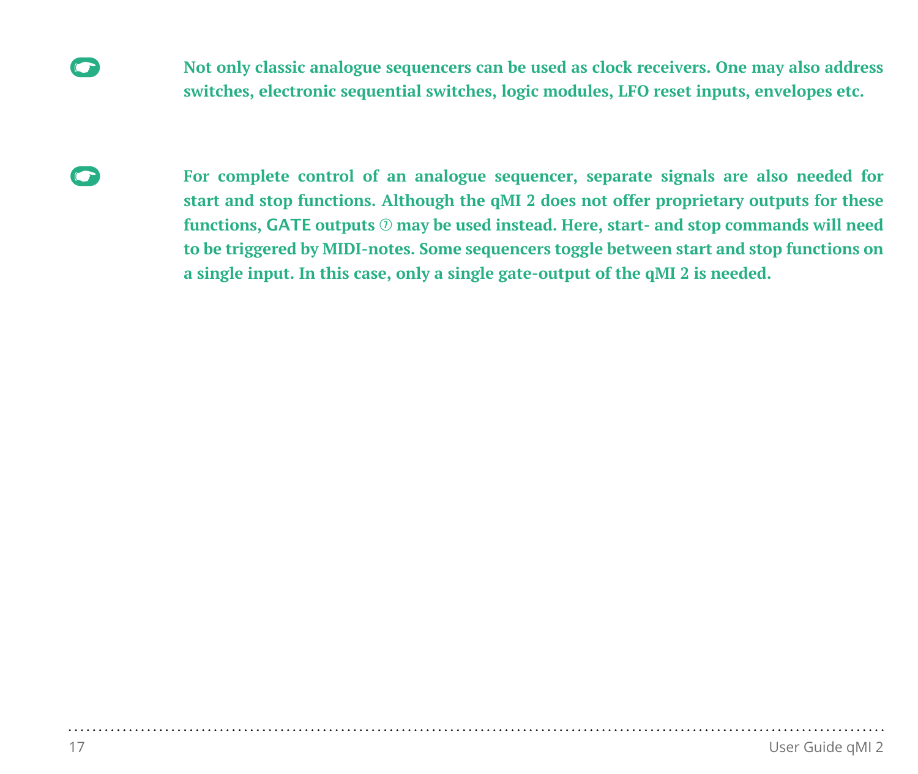☛ **Not only classic analogue sequencers can be used as clock receivers. One may also address switches, electronic sequential switches, logic modules, LFO reset inputs, envelopes etc.**

☛ **For complete control of an analogue sequencer, separate signals are also needed for start and stop functions. Although the qMI 2 does not offer proprietary outputs for these functions, GATE outputs ⑦ may be used instead. Here, start- and stop commands will need to be triggered by MIDI-notes. Some sequencers toggle between start and stop functions on a single input. In this case, only a single gate-output of the qMI 2 is needed.**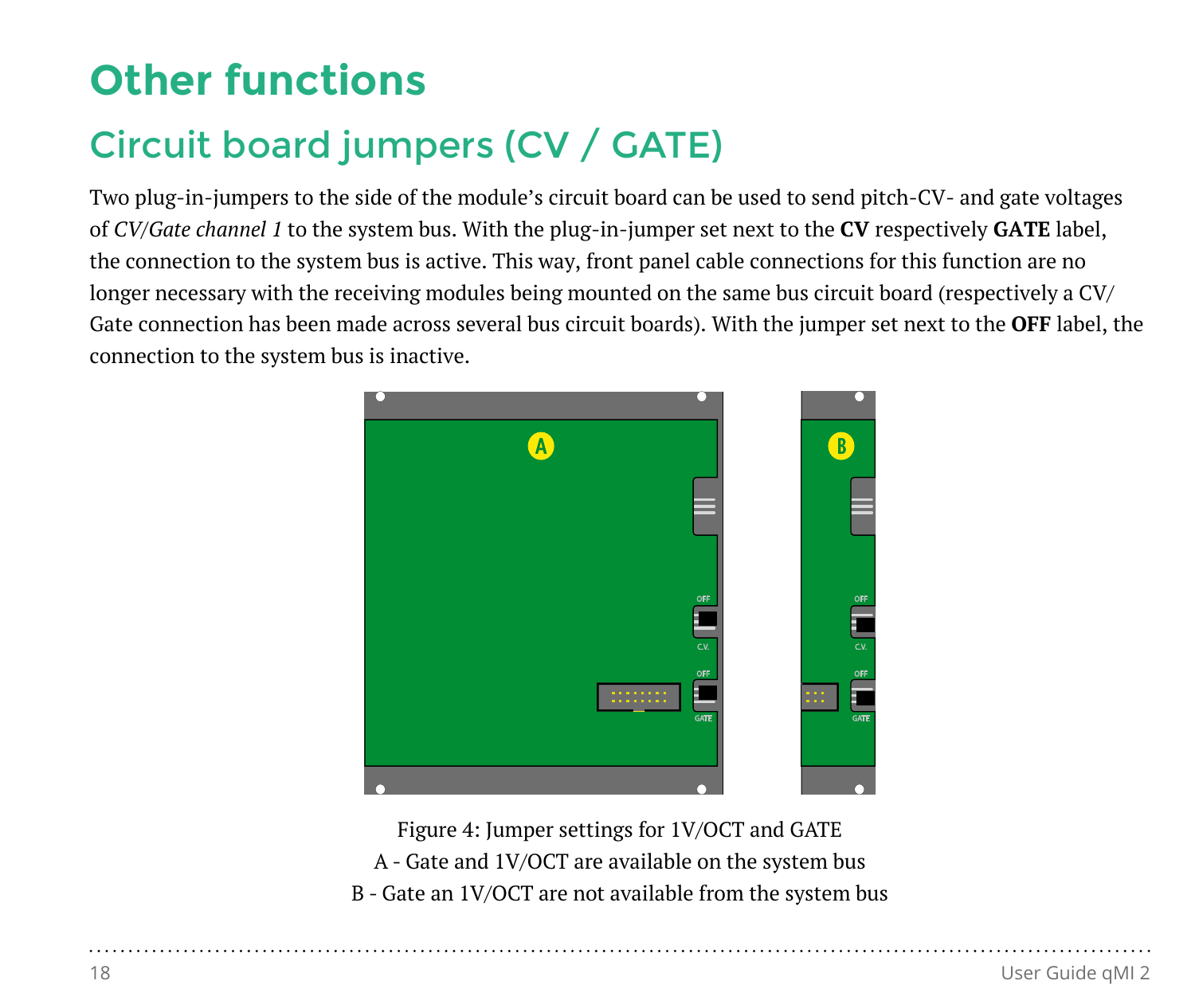# Other functions

## Circuit board jumpers (CV / GATE)

Two plug-in-jumpers to the side of the module's circuit board can be used to send pitch-CV- and gate voltages of *CV/Gate channel 1* to the system bus. With the plug-in-jumper set next to the **CV** respectively **GATE** label, the connection to the system bus is active. This way, front panel cable connections for this function are no longer necessary with the receiving modules being mounted on the same bus circuit board (respectively a CV/Gate connection has been made across several bus circuit boards). With the jumper set next to the **OFF** label, the connection to the system bus is inactive.

Figure 4: Jumper settings for 1V/OCT and GATE
A - Gate and 1V/OCT are available on the system bus
B - Gate an 1V/OCT are not available from the system bus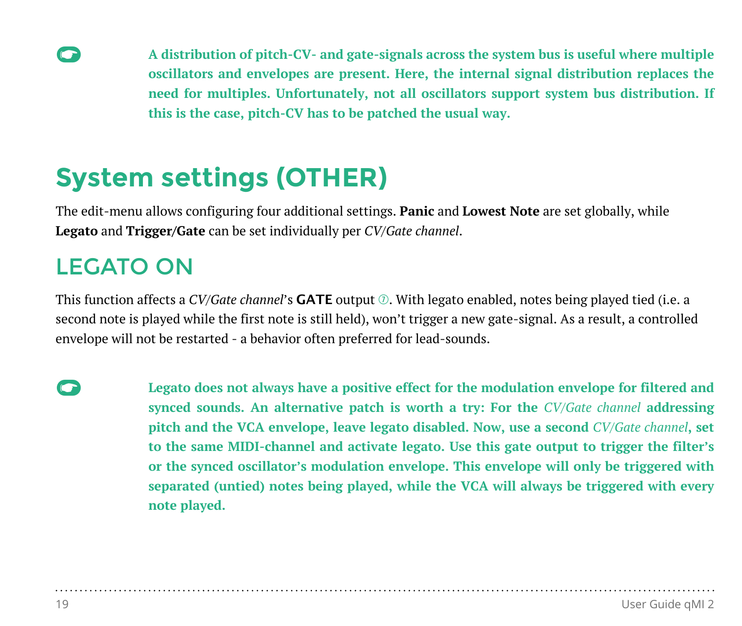**A distribution of pitch-CV- and gate-signals across the system bus is useful where multiple oscillators and envelopes are present. Here, the internal signal distribution replaces the need for multiples. Unfortunately, not all oscillators support system bus distribution. If this is the case, pitch-CV has to be patched the usual way.**

# System settings (OTHER)

The edit-menu allows configuring four additional settings. **Panic** and **Lowest Note** are set globally, while **Legato** and **Trigger/Gate** can be set individually per *CV/Gate channel*.

## LEGATO ON

This function affects a *CV/Gate channel*'s **GATE** output ⑦. With legato enabled, notes being played tied (i.e. a second note is played while the first note is still held), won't trigger a new gate-signal. As a result, a controlled envelope will not be restarted - a behavior often preferred for lead-sounds.

**Legato does not always have a positive effect for the modulation envelope for filtered and synced sounds. An alternative patch is worth a try: For the** ***CV/Gate channel*** **addressing pitch and the VCA envelope, leave legato disabled. Now, use a second** ***CV/Gate channel*****, set to the same MIDI-channel and activate legato. Use this gate output to trigger the filter's or the synced oscillator's modulation envelope. This envelope will only be triggered with separated (untied) notes being played, while the VCA will always be triggered with every note played.**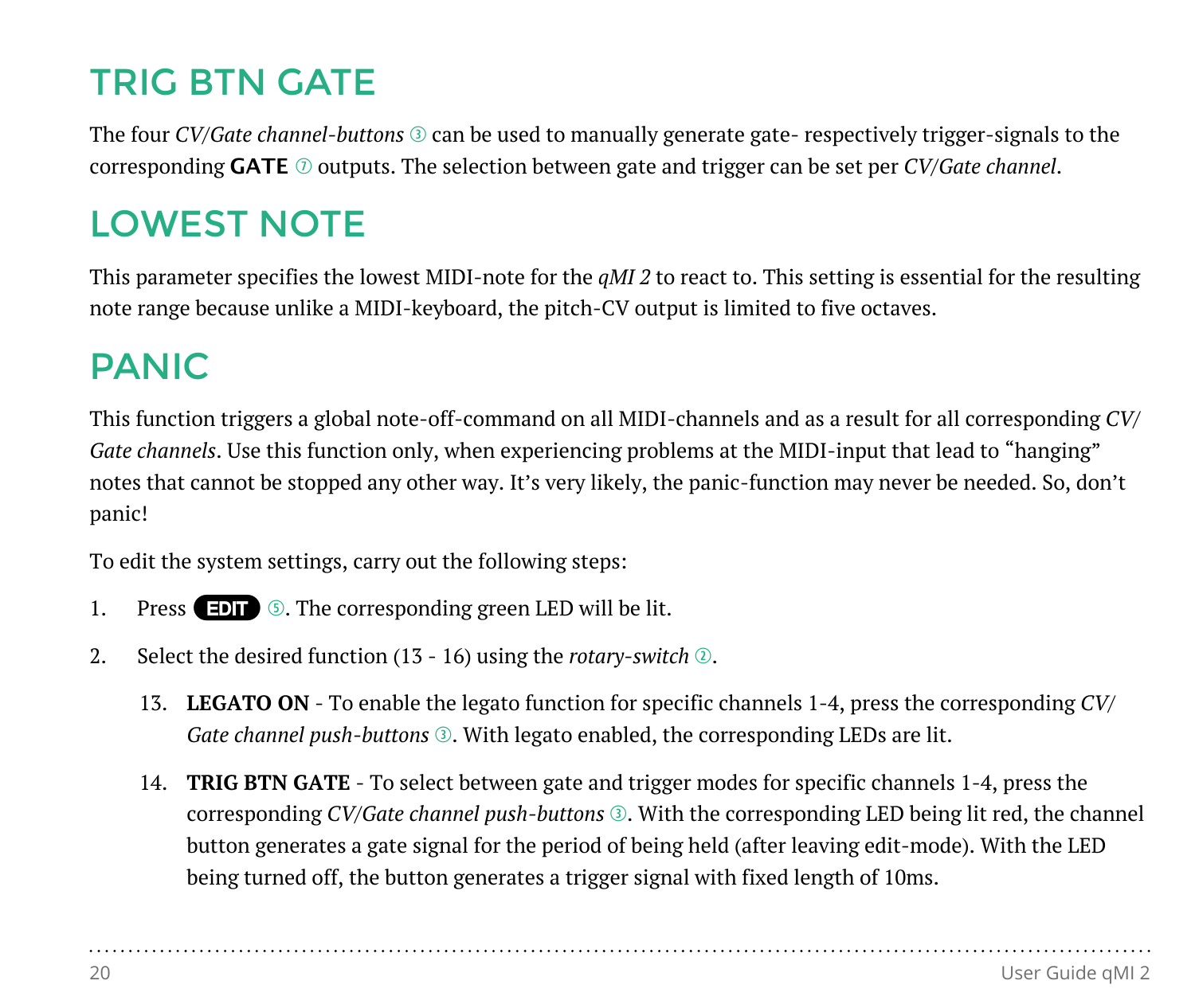## TRIG BTN GATE

The four *CV/Gate channel-buttons* ③ can be used to manually generate gate- respectively trigger-signals to the corresponding **GATE** ⑦ outputs. The selection between gate and trigger can be set per *CV/Gate channel*.

## LOWEST NOTE

This parameter specifies the lowest MIDI-note for the *qMI 2* to react to. This setting is essential for the resulting note range because unlike a MIDI-keyboard, the pitch-CV output is limited to five octaves.

## PANIC

This function triggers a global note-off-command on all MIDI-channels and as a result for all corresponding *CV/Gate channels*. Use this function only, when experiencing problems at the MIDI-input that lead to "hanging" notes that cannot be stopped any other way. It's very likely, the panic-function may never be needed. So, don't panic!

To edit the system settings, carry out the following steps:

1. Press **EDIT** ⑤. The corresponding green LED will be lit.
2. Select the desired function (13 - 16) using the *rotary-switch* ②.

    13. **LEGATO ON** - To enable the legato function for specific channels 1-4, press the corresponding *CV/Gate channel push-buttons* ③. With legato enabled, the corresponding LEDs are lit.

    14. **TRIG BTN GATE** - To select between gate and trigger modes for specific channels 1-4, press the corresponding *CV/Gate channel push-buttons* ③. With the corresponding LED being lit red, the channel button generates a gate signal for the period of being held (after leaving edit-mode). With the LED being turned off, the button generates a trigger signal with fixed length of 10ms.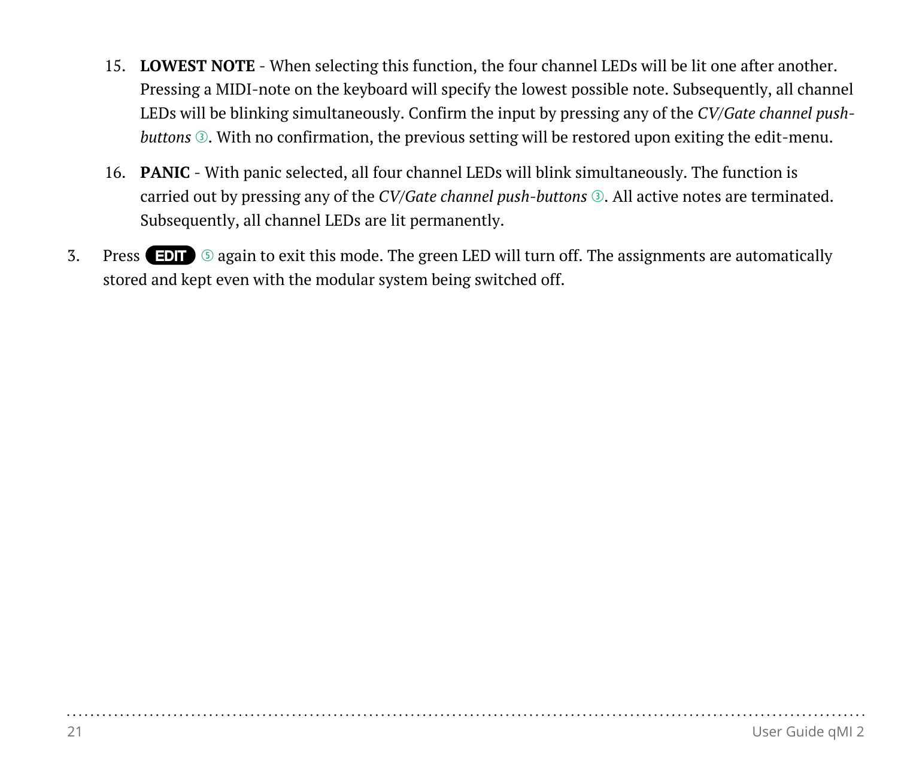15. **LOWEST NOTE** - When selecting this function, the four channel LEDs will be lit one after another. Pressing a MIDI-note on the keyboard will specify the lowest possible note. Subsequently, all channel LEDs will be blinking simultaneously. Confirm the input by pressing any of the *CV/Gate channel push-buttons* ③. With no confirmation, the previous setting will be restored upon exiting the edit-menu.

16. **PANIC** - With panic selected, all four channel LEDs will blink simultaneously. The function is carried out by pressing any of the *CV/Gate channel push-buttons* ③. All active notes are terminated. Subsequently, all channel LEDs are lit permanently.

3. Press **EDIT** ⑤ again to exit this mode. The green LED will turn off. The assignments are automatically stored and kept even with the modular system being switched off.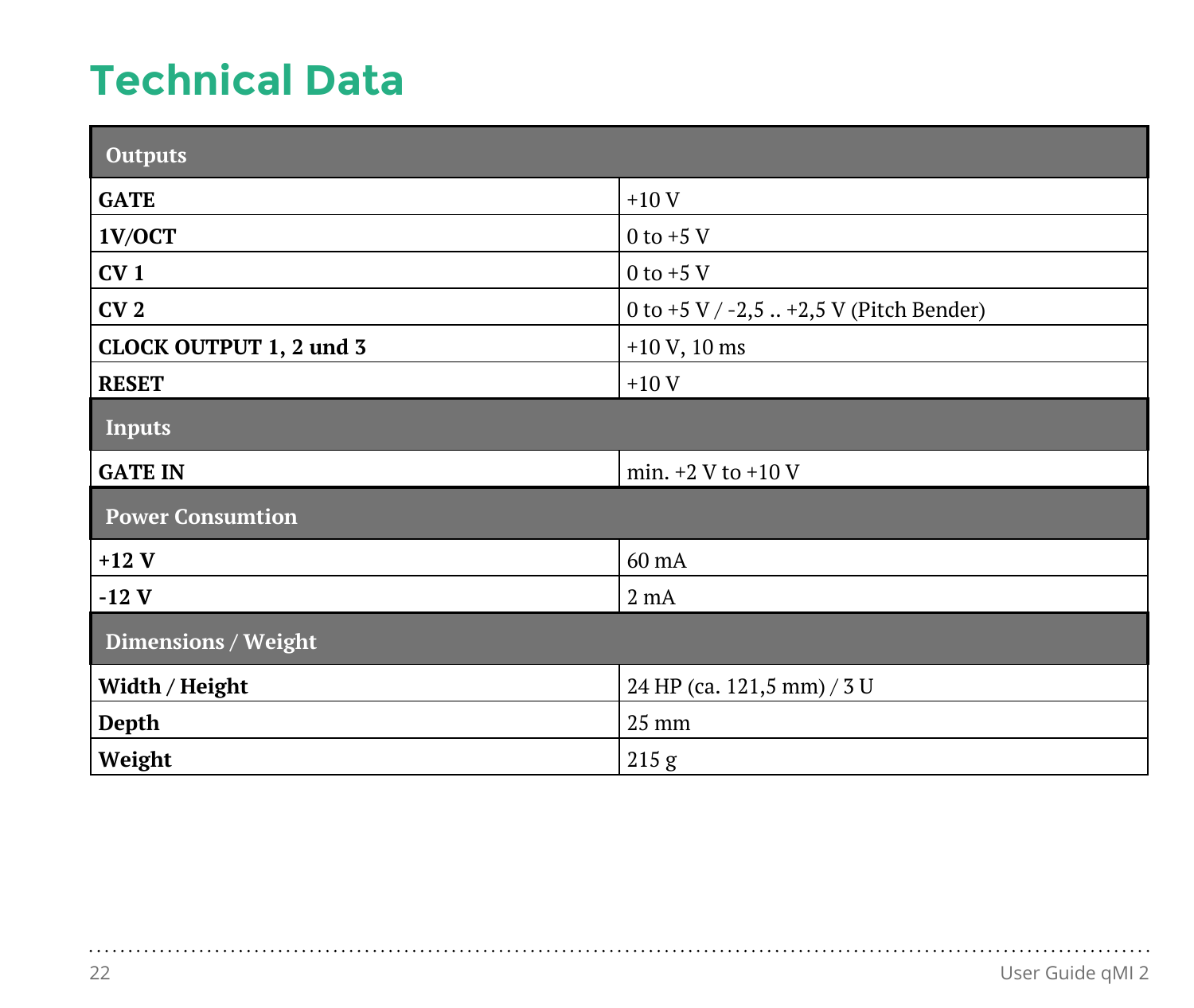# Technical Data

| Outputs | |
|---|---|
| **GATE** | +10 V |
| **1V/OCT** | 0 to +5 V |
| **CV 1** | 0 to +5 V |
| **CV 2** | 0 to +5 V / -2,5 .. +2,5 V (Pitch Bender) |
| **CLOCK OUTPUT 1, 2 und 3** | +10 V, 10 ms |
| **RESET** | +10 V |
| **Inputs** | |
| **GATE IN** | min. +2 V to +10 V |
| **Power Consumtion** | |
| **+12 V** | 60 mA |
| **-12 V** | 2 mA |
| **Dimensions / Weight** | |
| **Width / Height** | 24 HP (ca. 121,5 mm) / 3 U |
| **Depth** | 25 mm |
| **Weight** | 215 g |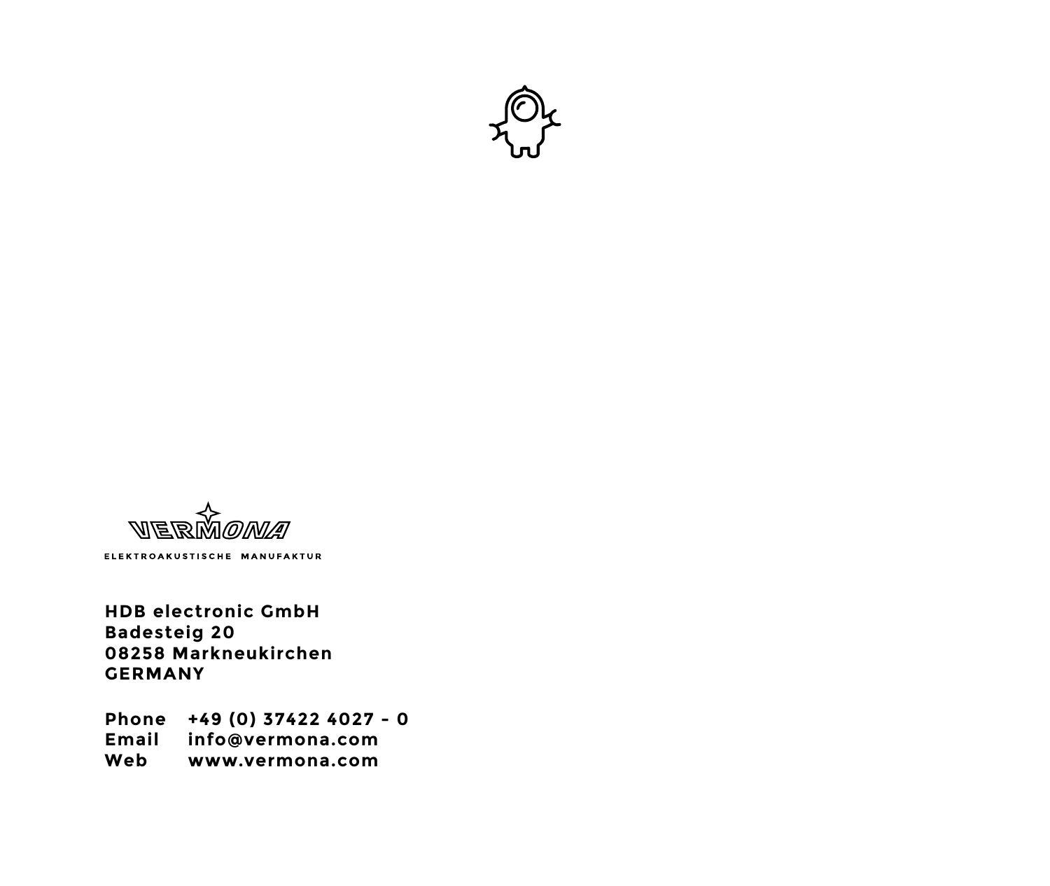VERMONA

ELEKTROAKUSTISCHE MANUFAKTUR

**HDB electronic GmbH**
**Badesteig 20**
**08258 Markneukirchen**
**GERMANY**

**Phone** **+49 (0) 37422 4027 – 0**
**Email** **info@vermona.com**
**Web** **www.vermona.com**